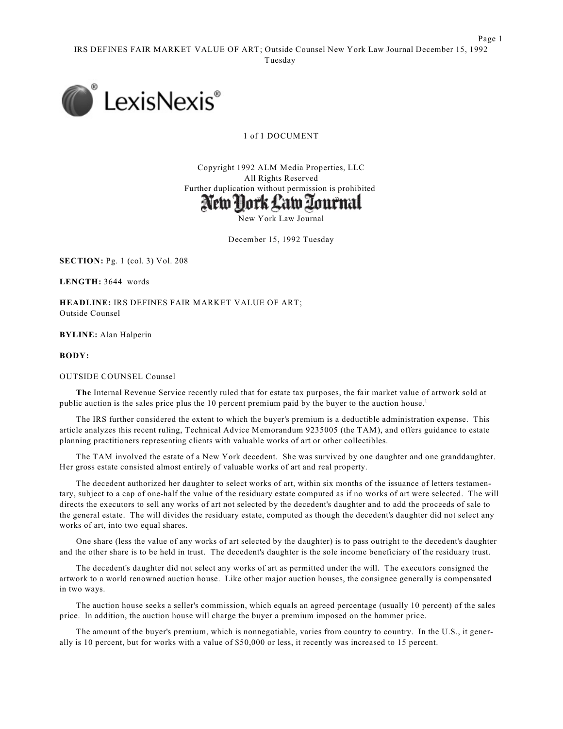1 of 1 DOCUMENT

Copyright 1992 ALM Media Properties, LLC
All Rights Reserved
Further duplication without permission is prohibited

New York Law Journal

December 15, 1992 Tuesday

**SECTION:** Pg. 1 (col. 3) Vol. 208

**LENGTH:** 3644 words

**HEADLINE:** IRS DEFINES FAIR MARKET VALUE OF ART;
Outside Counsel

**BYLINE:** Alan Halperin

**BODY:**

OUTSIDE COUNSEL Counsel

**The** Internal Revenue Service recently ruled that for estate tax purposes, the fair market value of artwork sold at public auction is the sales price plus the 10 percent premium paid by the buyer to the auction house.[1]

The IRS further considered the extent to which the buyer's premium is a deductible administration expense. This article analyzes this recent ruling, Technical Advice Memorandum 9235005 (the TAM), and offers guidance to estate planning practitioners representing clients with valuable works of art or other collectibles.

The TAM involved the estate of a New York decedent. She was survived by one daughter and one granddaughter. Her gross estate consisted almost entirely of valuable works of art and real property.

The decedent authorized her daughter to select works of art, within six months of the issuance of letters testamentary, subject to a cap of one-half the value of the residuary estate computed as if no works of art were selected. The will directs the executors to sell any works of art not selected by the decedent's daughter and to add the proceeds of sale to the general estate. The will divides the residuary estate, computed as though the decedent's daughter did not select any works of art, into two equal shares.

One share (less the value of any works of art selected by the daughter) is to pass outright to the decedent's daughter and the other share is to be held in trust. The decedent's daughter is the sole income beneficiary of the residuary trust.

The decedent's daughter did not select any works of art as permitted under the will. The executors consigned the artwork to a world renowned auction house. Like other major auction houses, the consignee generally is compensated in two ways.

The auction house seeks a seller's commission, which equals an agreed percentage (usually 10 percent) of the sales price. In addition, the auction house will charge the buyer a premium imposed on the hammer price.

The amount of the buyer's premium, which is nonnegotiable, varies from country to country. In the U.S., it generally is 10 percent, but for works with a value of $50,000 or less, it recently was increased to 15 percent.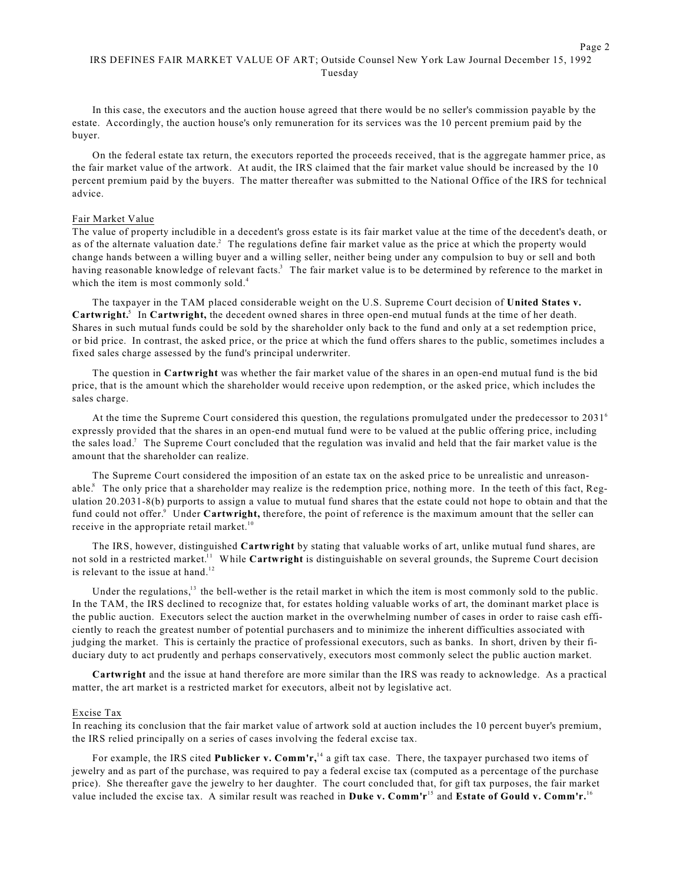In this case, the executors and the auction house agreed that there would be no seller's commission payable by the estate. Accordingly, the auction house's only remuneration for its services was the 10 percent premium paid by the buyer.

On the federal estate tax return, the executors reported the proceeds received, that is the aggregate hammer price, as the fair market value of the artwork. At audit, the IRS claimed that the fair market value should be increased by the 10 percent premium paid by the buyers. The matter thereafter was submitted to the National Office of the IRS for technical advice.

## Fair Market Value

The value of property includible in a decedent's gross estate is its fair market value at the time of the decedent's death, or as of the alternate valuation date.[2] The regulations define fair market value as the price at which the property would change hands between a willing buyer and a willing seller, neither being under any compulsion to buy or sell and both having reasonable knowledge of relevant facts.[3] The fair market value is to be determined by reference to the market in which the item is most commonly sold.[4]

The taxpayer in the TAM placed considerable weight on the U.S. Supreme Court decision of **United States v. Cartwright.**[5] In **Cartwright,** the decedent owned shares in three open-end mutual funds at the time of her death. Shares in such mutual funds could be sold by the shareholder only back to the fund and only at a set redemption price, or bid price. In contrast, the asked price, or the price at which the fund offers shares to the public, sometimes includes a fixed sales charge assessed by the fund's principal underwriter.

The question in **Cartwright** was whether the fair market value of the shares in an open-end mutual fund is the bid price, that is the amount which the shareholder would receive upon redemption, or the asked price, which includes the sales charge.

At the time the Supreme Court considered this question, the regulations promulgated under the predecessor to 2031[6] expressly provided that the shares in an open-end mutual fund were to be valued at the public offering price, including the sales load.[7] The Supreme Court concluded that the regulation was invalid and held that the fair market value is the amount that the shareholder can realize.

The Supreme Court considered the imposition of an estate tax on the asked price to be unrealistic and unreasonable.[8] The only price that a shareholder may realize is the redemption price, nothing more. In the teeth of this fact, Regulation 20.2031-8(b) purports to assign a value to mutual fund shares that the estate could not hope to obtain and that the fund could not offer.[9] Under **Cartwright,** therefore, the point of reference is the maximum amount that the seller can receive in the appropriate retail market.[10]

The IRS, however, distinguished **Cartwright** by stating that valuable works of art, unlike mutual fund shares, are not sold in a restricted market.[11] While **Cartwright** is distinguishable on several grounds, the Supreme Court decision is relevant to the issue at hand.[12]

Under the regulations,[13] the bell-wether is the retail market in which the item is most commonly sold to the public. In the TAM, the IRS declined to recognize that, for estates holding valuable works of art, the dominant market place is the public auction. Executors select the auction market in the overwhelming number of cases in order to raise cash efficiently to reach the greatest number of potential purchasers and to minimize the inherent difficulties associated with judging the market. This is certainly the practice of professional executors, such as banks. In short, driven by their fiduciary duty to act prudently and perhaps conservatively, executors most commonly select the public auction market.

**Cartwright** and the issue at hand therefore are more similar than the IRS was ready to acknowledge. As a practical matter, the art market is a restricted market for executors, albeit not by legislative act.

## Excise Tax

In reaching its conclusion that the fair market value of artwork sold at auction includes the 10 percent buyer's premium, the IRS relied principally on a series of cases involving the federal excise tax.

For example, the IRS cited **Publicker v. Comm'r,**[14] a gift tax case. There, the taxpayer purchased two items of jewelry and as part of the purchase, was required to pay a federal excise tax (computed as a percentage of the purchase price). She thereafter gave the jewelry to her daughter. The court concluded that, for gift tax purposes, the fair market value included the excise tax. A similar result was reached in **Duke v. Comm'r**[15] and **Estate of Gould v. Comm'r.**[16]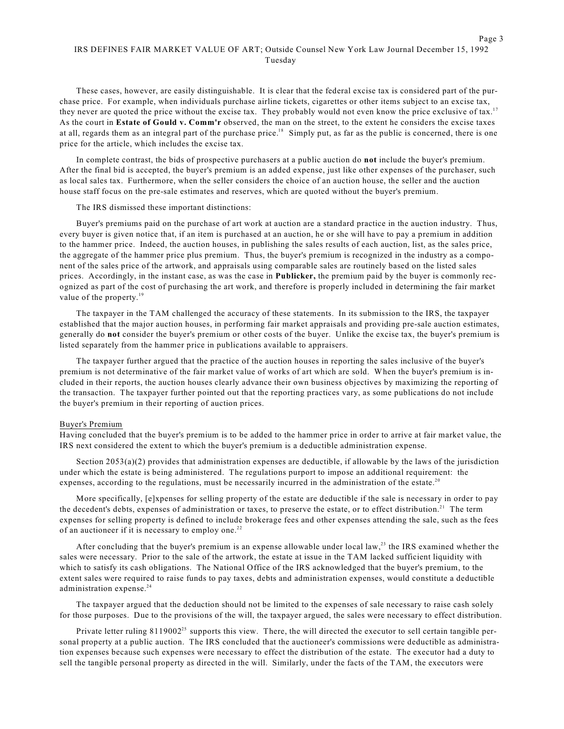These cases, however, are easily distinguishable. It is clear that the federal excise tax is considered part of the purchase price. For example, when individuals purchase airline tickets, cigarettes or other items subject to an excise tax, they never are quoted the price without the excise tax. They probably would not even know the price exclusive of tax.[17] As the court in **Estate of Gould v. Comm'r** observed, the man on the street, to the extent he considers the excise taxes at all, regards them as an integral part of the purchase price.[18] Simply put, as far as the public is concerned, there is one price for the article, which includes the excise tax.

In complete contrast, the bids of prospective purchasers at a public auction do **not** include the buyer's premium. After the final bid is accepted, the buyer's premium is an added expense, just like other expenses of the purchaser, such as local sales tax. Furthermore, when the seller considers the choice of an auction house, the seller and the auction house staff focus on the pre-sale estimates and reserves, which are quoted without the buyer's premium.

The IRS dismissed these important distinctions:

Buyer's premiums paid on the purchase of art work at auction are a standard practice in the auction industry. Thus, every buyer is given notice that, if an item is purchased at an auction, he or she will have to pay a premium in addition to the hammer price. Indeed, the auction houses, in publishing the sales results of each auction, list, as the sales price, the aggregate of the hammer price plus premium. Thus, the buyer's premium is recognized in the industry as a component of the sales price of the artwork, and appraisals using comparable sales are routinely based on the listed sales prices. Accordingly, in the instant case, as was the case in **Publicker,** the premium paid by the buyer is commonly recognized as part of the cost of purchasing the art work, and therefore is properly included in determining the fair market value of the property.[19]

The taxpayer in the TAM challenged the accuracy of these statements. In its submission to the IRS, the taxpayer established that the major auction houses, in performing fair market appraisals and providing pre-sale auction estimates, generally do **not** consider the buyer's premium or other costs of the buyer. Unlike the excise tax, the buyer's premium is listed separately from the hammer price in publications available to appraisers.

The taxpayer further argued that the practice of the auction houses in reporting the sales inclusive of the buyer's premium is not determinative of the fair market value of works of art which are sold. When the buyer's premium is included in their reports, the auction houses clearly advance their own business objectives by maximizing the reporting of the transaction. The taxpayer further pointed out that the reporting practices vary, as some publications do not include the buyer's premium in their reporting of auction prices.

## Buyer's Premium

Having concluded that the buyer's premium is to be added to the hammer price in order to arrive at fair market value, the IRS next considered the extent to which the buyer's premium is a deductible administration expense.

Section 2053(a)(2) provides that administration expenses are deductible, if allowable by the laws of the jurisdiction under which the estate is being administered. The regulations purport to impose an additional requirement: the expenses, according to the regulations, must be necessarily incurred in the administration of the estate.[20]

More specifically, [e]xpenses for selling property of the estate are deductible if the sale is necessary in order to pay the decedent's debts, expenses of administration or taxes, to preserve the estate, or to effect distribution.[21] The term expenses for selling property is defined to include brokerage fees and other expenses attending the sale, such as the fees of an auctioneer if it is necessary to employ one.[22]

After concluding that the buyer's premium is an expense allowable under local law,[23] the IRS examined whether the sales were necessary. Prior to the sale of the artwork, the estate at issue in the TAM lacked sufficient liquidity with which to satisfy its cash obligations. The National Office of the IRS acknowledged that the buyer's premium, to the extent sales were required to raise funds to pay taxes, debts and administration expenses, would constitute a deductible administration expense.[24]

The taxpayer argued that the deduction should not be limited to the expenses of sale necessary to raise cash solely for those purposes. Due to the provisions of the will, the taxpayer argued, the sales were necessary to effect distribution.

Private letter ruling 8119002[25] supports this view. There, the will directed the executor to sell certain tangible personal property at a public auction. The IRS concluded that the auctioneer's commissions were deductible as administration expenses because such expenses were necessary to effect the distribution of the estate. The executor had a duty to sell the tangible personal property as directed in the will. Similarly, under the facts of the TAM, the executors were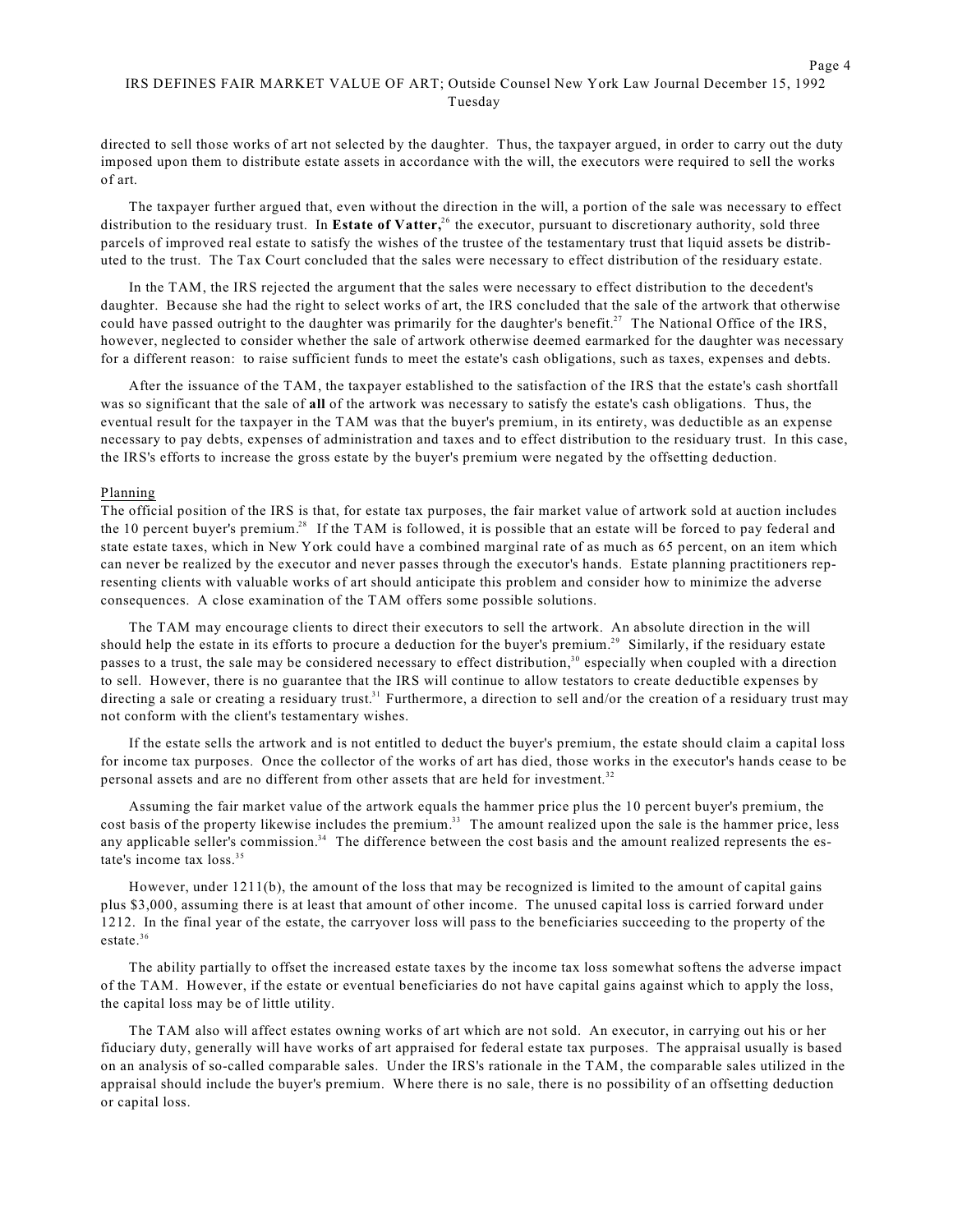directed to sell those works of art not selected by the daughter. Thus, the taxpayer argued, in order to carry out the duty imposed upon them to distribute estate assets in accordance with the will, the executors were required to sell the works of art.

The taxpayer further argued that, even without the direction in the will, a portion of the sale was necessary to effect distribution to the residuary trust. In **Estate of Vatter,**[26] the executor, pursuant to discretionary authority, sold three parcels of improved real estate to satisfy the wishes of the trustee of the testamentary trust that liquid assets be distributed to the trust. The Tax Court concluded that the sales were necessary to effect distribution of the residuary estate.

In the TAM, the IRS rejected the argument that the sales were necessary to effect distribution to the decedent's daughter. Because she had the right to select works of art, the IRS concluded that the sale of the artwork that otherwise could have passed outright to the daughter was primarily for the daughter's benefit.[27] The National Office of the IRS, however, neglected to consider whether the sale of artwork otherwise deemed earmarked for the daughter was necessary for a different reason: to raise sufficient funds to meet the estate's cash obligations, such as taxes, expenses and debts.

After the issuance of the TAM, the taxpayer established to the satisfaction of the IRS that the estate's cash shortfall was so significant that the sale of **all** of the artwork was necessary to satisfy the estate's cash obligations. Thus, the eventual result for the taxpayer in the TAM was that the buyer's premium, in its entirety, was deductible as an expense necessary to pay debts, expenses of administration and taxes and to effect distribution to the residuary trust. In this case, the IRS's efforts to increase the gross estate by the buyer's premium were negated by the offsetting deduction.

## Planning

The official position of the IRS is that, for estate tax purposes, the fair market value of artwork sold at auction includes the 10 percent buyer's premium.[28] If the TAM is followed, it is possible that an estate will be forced to pay federal and state estate taxes, which in New York could have a combined marginal rate of as much as 65 percent, on an item which can never be realized by the executor and never passes through the executor's hands. Estate planning practitioners representing clients with valuable works of art should anticipate this problem and consider how to minimize the adverse consequences. A close examination of the TAM offers some possible solutions.

The TAM may encourage clients to direct their executors to sell the artwork. An absolute direction in the will should help the estate in its efforts to procure a deduction for the buyer's premium.[29] Similarly, if the residuary estate passes to a trust, the sale may be considered necessary to effect distribution,[30] especially when coupled with a direction to sell. However, there is no guarantee that the IRS will continue to allow testators to create deductible expenses by directing a sale or creating a residuary trust.[31] Furthermore, a direction to sell and/or the creation of a residuary trust may not conform with the client's testamentary wishes.

If the estate sells the artwork and is not entitled to deduct the buyer's premium, the estate should claim a capital loss for income tax purposes. Once the collector of the works of art has died, those works in the executor's hands cease to be personal assets and are no different from other assets that are held for investment.[32]

Assuming the fair market value of the artwork equals the hammer price plus the 10 percent buyer's premium, the cost basis of the property likewise includes the premium.[33] The amount realized upon the sale is the hammer price, less any applicable seller's commission.[34] The difference between the cost basis and the amount realized represents the estate's income tax loss.[35]

However, under 1211(b), the amount of the loss that may be recognized is limited to the amount of capital gains plus $3,000, assuming there is at least that amount of other income. The unused capital loss is carried forward under 1212. In the final year of the estate, the carryover loss will pass to the beneficiaries succeeding to the property of the estate.[36]

The ability partially to offset the increased estate taxes by the income tax loss somewhat softens the adverse impact of the TAM. However, if the estate or eventual beneficiaries do not have capital gains against which to apply the loss, the capital loss may be of little utility.

The TAM also will affect estates owning works of art which are not sold. An executor, in carrying out his or her fiduciary duty, generally will have works of art appraised for federal estate tax purposes. The appraisal usually is based on an analysis of so-called comparable sales. Under the IRS's rationale in the TAM, the comparable sales utilized in the appraisal should include the buyer's premium. Where there is no sale, there is no possibility of an offsetting deduction or capital loss.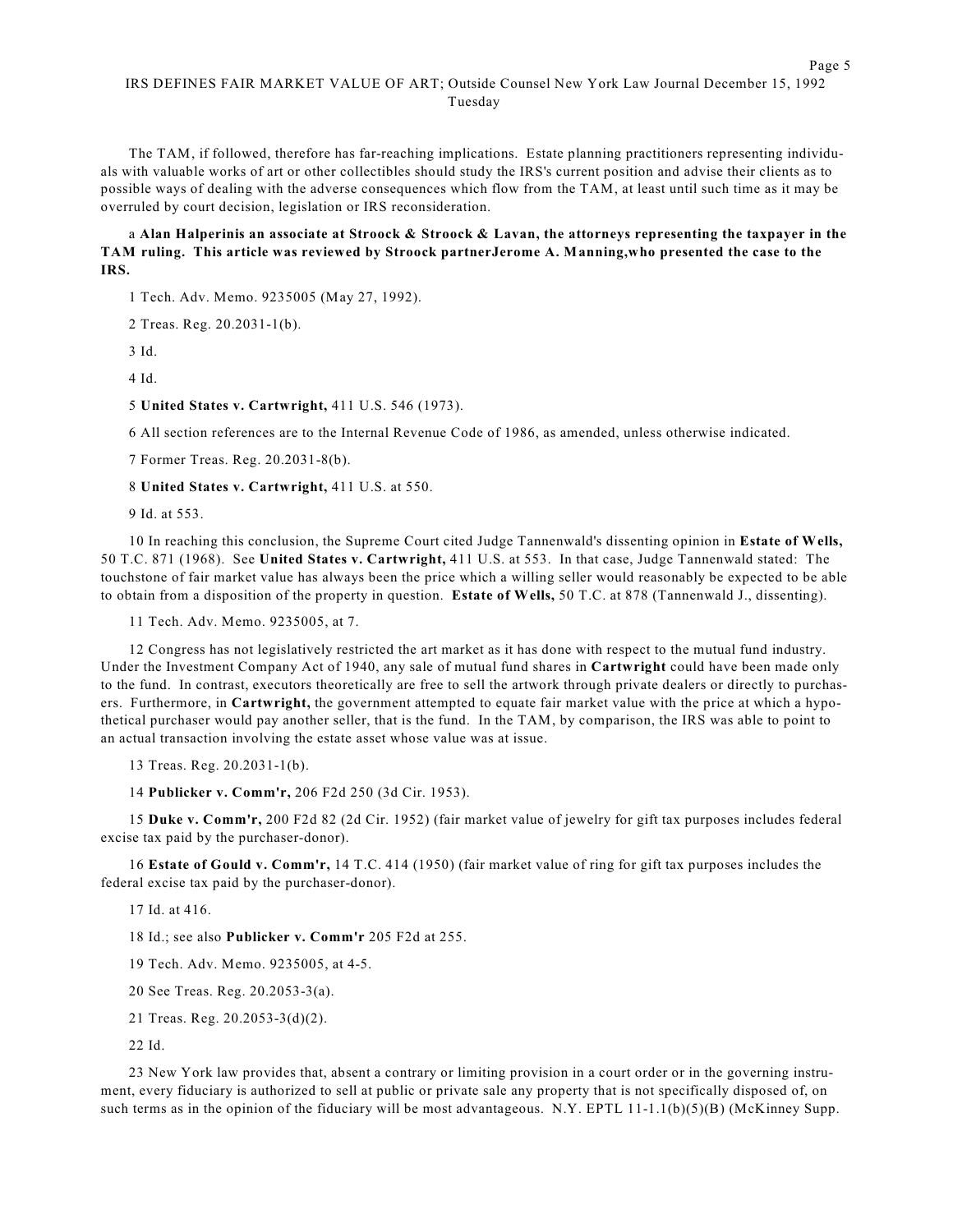The TAM, if followed, therefore has far-reaching implications. Estate planning practitioners representing individuals with valuable works of art or other collectibles should study the IRS's current position and advise their clients as to possible ways of dealing with the adverse consequences which flow from the TAM, at least until such time as it may be overruled by court decision, legislation or IRS reconsideration.

a **Alan Halperinis an associate at Stroock & Stroock & Lavan, the attorneys representing the taxpayer in the TAM ruling. This article was reviewed by Stroock partnerJerome A. Manning,who presented the case to the IRS.**

1 Tech. Adv. Memo. 9235005 (May 27, 1992).

2 Treas. Reg. 20.2031-1(b).

3 Id.

4 Id.

5 **United States v. Cartwright,** 411 U.S. 546 (1973).

6 All section references are to the Internal Revenue Code of 1986, as amended, unless otherwise indicated.

7 Former Treas. Reg. 20.2031-8(b).

8 **United States v. Cartwright,** 411 U.S. at 550.

9 Id. at 553.

10 In reaching this conclusion, the Supreme Court cited Judge Tannenwald's dissenting opinion in **Estate of Wells,** 50 T.C. 871 (1968). See **United States v. Cartwright,** 411 U.S. at 553. In that case, Judge Tannenwald stated: The touchstone of fair market value has always been the price which a willing seller would reasonably be expected to be able to obtain from a disposition of the property in question. **Estate of Wells,** 50 T.C. at 878 (Tannenwald J., dissenting).

11 Tech. Adv. Memo. 9235005, at 7.

12 Congress has not legislatively restricted the art market as it has done with respect to the mutual fund industry. Under the Investment Company Act of 1940, any sale of mutual fund shares in **Cartwright** could have been made only to the fund. In contrast, executors theoretically are free to sell the artwork through private dealers or directly to purchasers. Furthermore, in **Cartwright,** the government attempted to equate fair market value with the price at which a hypothetical purchaser would pay another seller, that is the fund. In the TAM, by comparison, the IRS was able to point to an actual transaction involving the estate asset whose value was at issue.

13 Treas. Reg. 20.2031-1(b).

14 **Publicker v. Comm'r,** 206 F2d 250 (3d Cir. 1953).

15 **Duke v. Comm'r,** 200 F2d 82 (2d Cir. 1952) (fair market value of jewelry for gift tax purposes includes federal excise tax paid by the purchaser-donor).

16 **Estate of Gould v. Comm'r,** 14 T.C. 414 (1950) (fair market value of ring for gift tax purposes includes the federal excise tax paid by the purchaser-donor).

17 Id. at 416.

18 Id.; see also **Publicker v. Comm'r** 205 F2d at 255.

19 Tech. Adv. Memo. 9235005, at 4-5.

20 See Treas. Reg. 20.2053-3(a).

21 Treas. Reg. 20.2053-3(d)(2).

22 Id.

23 New York law provides that, absent a contrary or limiting provision in a court order or in the governing instrument, every fiduciary is authorized to sell at public or private sale any property that is not specifically disposed of, on such terms as in the opinion of the fiduciary will be most advantageous. N.Y. EPTL 11-1.1(b)(5)(B) (McKinney Supp.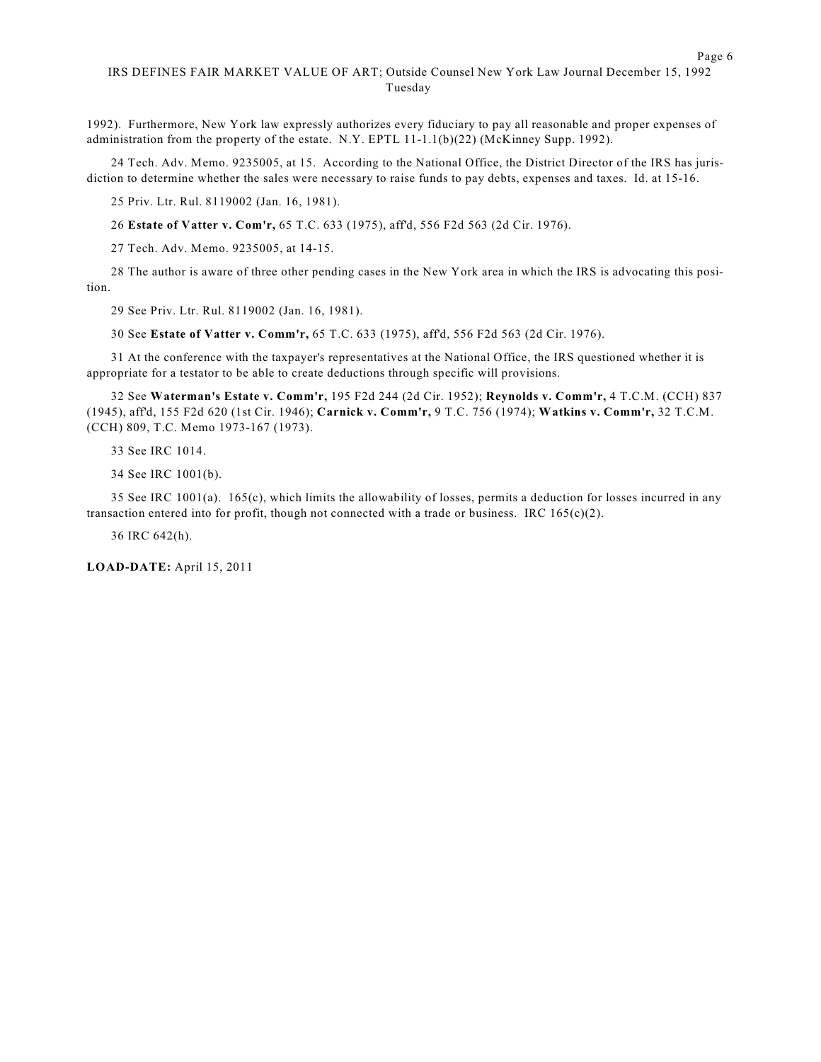1992). Furthermore, New York law expressly authorizes every fiduciary to pay all reasonable and proper expenses of administration from the property of the estate. N.Y. EPTL 11-1.1(b)(22) (McKinney Supp. 1992).

24 Tech. Adv. Memo. 9235005, at 15. According to the National Office, the District Director of the IRS has jurisdiction to determine whether the sales were necessary to raise funds to pay debts, expenses and taxes. Id. at 15-16.

25 Priv. Ltr. Rul. 8119002 (Jan. 16, 1981).

26 **Estate of Vatter v. Com'r,** 65 T.C. 633 (1975), aff'd, 556 F2d 563 (2d Cir. 1976).

27 Tech. Adv. Memo. 9235005, at 14-15.

28 The author is aware of three other pending cases in the New York area in which the IRS is advocating this position.

29 See Priv. Ltr. Rul. 8119002 (Jan. 16, 1981).

30 See **Estate of Vatter v. Comm'r,** 65 T.C. 633 (1975), aff'd, 556 F2d 563 (2d Cir. 1976).

31 At the conference with the taxpayer's representatives at the National Office, the IRS questioned whether it is appropriate for a testator to be able to create deductions through specific will provisions.

32 See **Waterman's Estate v. Comm'r,** 195 F2d 244 (2d Cir. 1952); **Reynolds v. Comm'r,** 4 T.C.M. (CCH) 837 (1945), aff'd, 155 F2d 620 (1st Cir. 1946); **Carnick v. Comm'r,** 9 T.C. 756 (1974); **Watkins v. Comm'r,** 32 T.C.M. (CCH) 809, T.C. Memo 1973-167 (1973).

33 See IRC 1014.

34 See IRC 1001(b).

35 See IRC 1001(a). 165(c), which limits the allowability of losses, permits a deduction for losses incurred in any transaction entered into for profit, though not connected with a trade or business. IRC 165(c)(2).

36 IRC 642(h).

**LOAD-DATE:** April 15, 2011